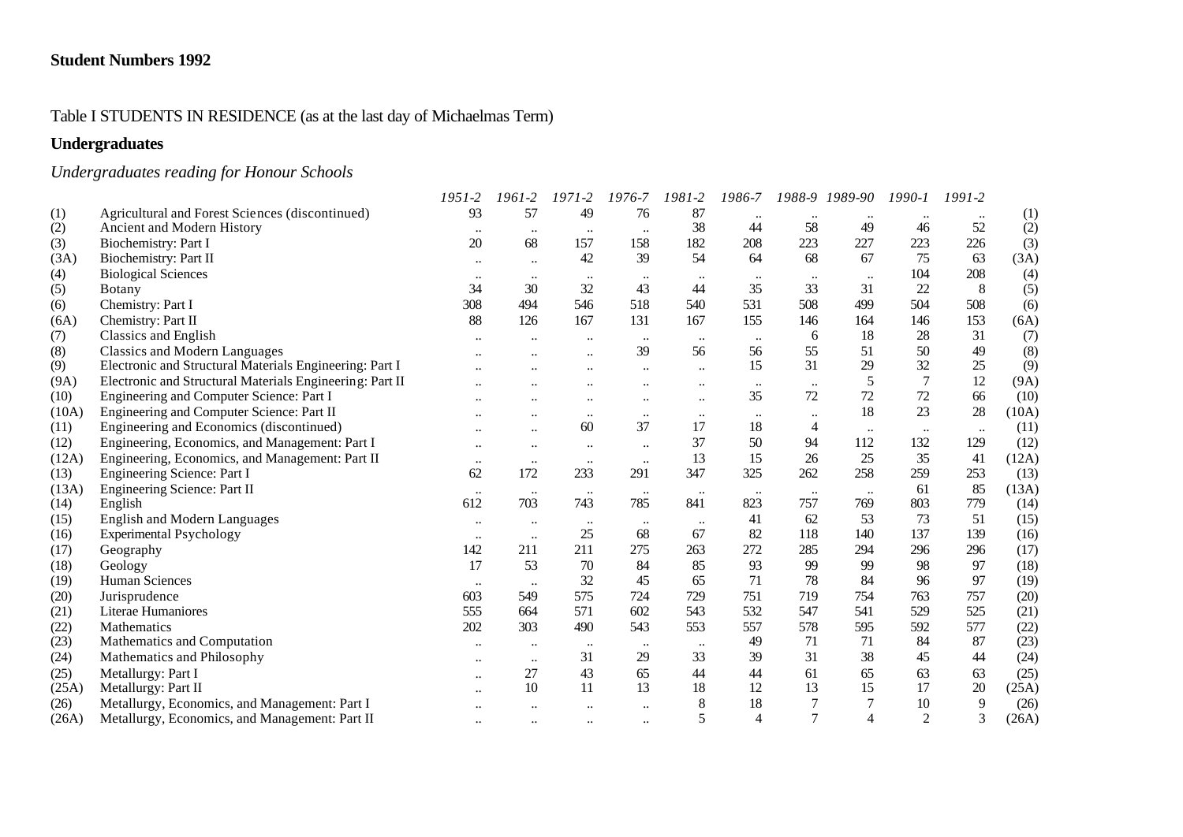**Student Numbers 1992**

Table I STUDENTS IN RESIDENCE (as at the last day of Michaelmas Term)

## Undergraduates

### *Undergraduates reading for Honour Schools*

| | | *1951-2* | *1961-2* | *1971-2* | *1976-7* | *1981-2* | *1986-7* | *1988-9* | *1989-90* | *1990-1* | *1991-2* | |
|---|---|---|---|---|---|---|---|---|---|---|---|---|
| (1) | Agricultural and Forest Sciences (discontinued) | 93 | 57 | 49 | 76 | 87 | .. | .. | .. | .. | .. | (1) |
| (2) | Ancient and Modern History | .. | .. | .. | .. | 38 | 44 | 58 | 49 | 46 | 52 | (2) |
| (3) | Biochemistry: Part I | 20 | 68 | 157 | 158 | 182 | 208 | 223 | 227 | 223 | 226 | (3) |
| (3A) | Biochemistry: Part II | .. | .. | 42 | 39 | 54 | 64 | 68 | 67 | 75 | 63 | (3A) |
| (4) | Biological Sciences | .. | .. | .. | .. | .. | .. | .. | .. | 104 | 208 | (4) |
| (5) | Botany | 34 | 30 | 32 | 43 | 44 | 35 | 33 | 31 | 22 | 8 | (5) |
| (6) | Chemistry: Part I | 308 | 494 | 546 | 518 | 540 | 531 | 508 | 499 | 504 | 508 | (6) |
| (6A) | Chemistry: Part II | 88 | 126 | 167 | 131 | 167 | 155 | 146 | 164 | 146 | 153 | (6A) |
| (7) | Classics and English | .. | .. | .. | .. | .. | .. | 6 | 18 | 28 | 31 | (7) |
| (8) | Classics and Modern Languages | .. | .. | .. | 39 | 56 | 56 | 55 | 51 | 50 | 49 | (8) |
| (9) | Electronic and Structural Materials Engineering: Part I | .. | .. | .. | .. | .. | 15 | 31 | 29 | 32 | 25 | (9) |
| (9A) | Electronic and Structural Materials Engineering: Part II | .. | .. | .. | .. | .. | .. | .. | 5 | 7 | 12 | (9A) |
| (10) | Engineering and Computer Science: Part I | .. | .. | .. | .. | .. | 35 | 72 | 72 | 72 | 66 | (10) |
| (10A) | Engineering and Computer Science: Part II | .. | .. | .. | .. | .. | .. | .. | 18 | 23 | 28 | (10A) |
| (11) | Engineering and Economics (discontinued) | .. | .. | 60 | 37 | 17 | 18 | 4 | .. | .. | .. | (11) |
| (12) | Engineering, Economics, and Management: Part I | .. | .. | .. | .. | 37 | 50 | 94 | 112 | 132 | 129 | (12) |
| (12A) | Engineering, Economics, and Management: Part II | .. | .. | .. | .. | 13 | 15 | 26 | 25 | 35 | 41 | (12A) |
| (13) | Engineering Science: Part I | 62 | 172 | 233 | 291 | 347 | 325 | 262 | 258 | 259 | 253 | (13) |
| (13A) | Engineering Science: Part II | .. | .. | .. | .. | .. | .. | .. | .. | 61 | 85 | (13A) |
| (14) | English | 612 | 703 | 743 | 785 | 841 | 823 | 757 | 769 | 803 | 779 | (14) |
| (15) | English and Modern Languages | .. | .. | .. | .. | .. | 41 | 62 | 53 | 73 | 51 | (15) |
| (16) | Experimental Psychology | .. | .. | 25 | 68 | 67 | 82 | 118 | 140 | 137 | 139 | (16) |
| (17) | Geography | 142 | 211 | 211 | 275 | 263 | 272 | 285 | 294 | 296 | 296 | (17) |
| (18) | Geology | 17 | 53 | 70 | 84 | 85 | 93 | 99 | 99 | 98 | 97 | (18) |
| (19) | Human Sciences | .. | .. | 32 | 45 | 65 | 71 | 78 | 84 | 96 | 97 | (19) |
| (20) | Jurisprudence | 603 | 549 | 575 | 724 | 729 | 751 | 719 | 754 | 763 | 757 | (20) |
| (21) | Literae Humaniores | 555 | 664 | 571 | 602 | 543 | 532 | 547 | 541 | 529 | 525 | (21) |
| (22) | Mathematics | 202 | 303 | 490 | 543 | 553 | 557 | 578 | 595 | 592 | 577 | (22) |
| (23) | Mathematics and Computation | .. | .. | .. | .. | .. | 49 | 71 | 71 | 84 | 87 | (23) |
| (24) | Mathematics and Philosophy | .. | .. | 31 | 29 | 33 | 39 | 31 | 38 | 45 | 44 | (24) |
| (25) | Metallurgy: Part I | .. | 27 | 43 | 65 | 44 | 44 | 61 | 65 | 63 | 63 | (25) |
| (25A) | Metallurgy: Part II | .. | 10 | 11 | 13 | 18 | 12 | 13 | 15 | 17 | 20 | (25A) |
| (26) | Metallurgy, Economics, and Management: Part I | .. | .. | .. | .. | 8 | 18 | 7 | 7 | 10 | 9 | (26) |
| (26A) | Metallurgy, Economics, and Management: Part II | .. | .. | .. | .. | 5 | 4 | 7 | 4 | 2 | 3 | (26A) |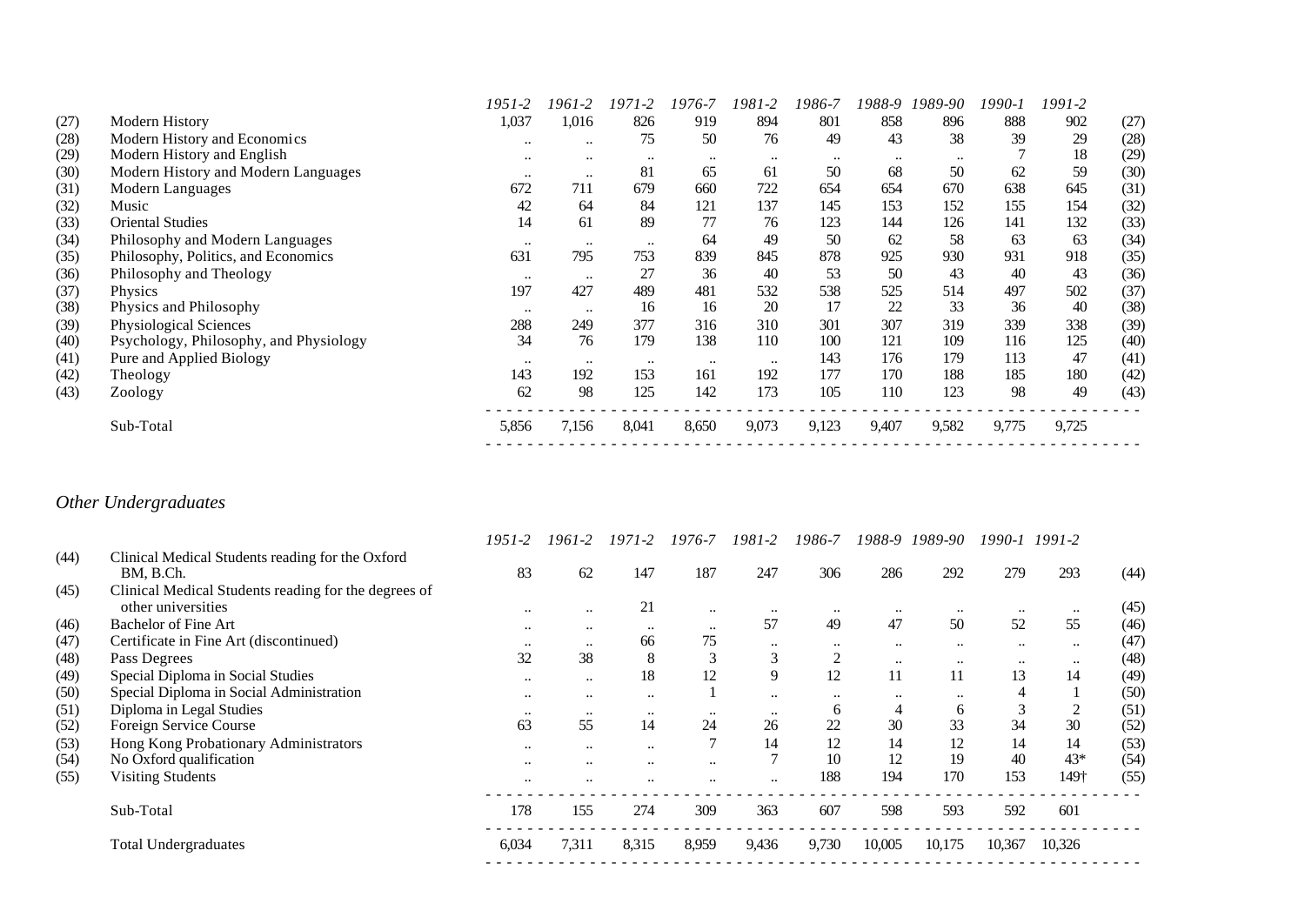| | | 1951-2 | 1961-2 | 1971-2 | 1976-7 | 1981-2 | 1986-7 | 1988-9 | 1989-90 | 1990-1 | 1991-2 | |
|---|---|---|---|---|---|---|---|---|---|---|---|---|
| (27) | Modern History | 1,037 | 1,016 | 826 | 919 | 894 | 801 | 858 | 896 | 888 | 902 | (27) |
| (28) | Modern History and Economics | .. | .. | 75 | 50 | 76 | 49 | 43 | 38 | 39 | 29 | (28) |
| (29) | Modern History and English | .. | .. | .. | .. | .. | .. | .. | .. | 7 | 18 | (29) |
| (30) | Modern History and Modern Languages | .. | .. | 81 | 65 | 61 | 50 | 68 | 50 | 62 | 59 | (30) |
| (31) | Modern Languages | 672 | 711 | 679 | 660 | 722 | 654 | 654 | 670 | 638 | 645 | (31) |
| (32) | Music | 42 | 64 | 84 | 121 | 137 | 145 | 153 | 152 | 155 | 154 | (32) |
| (33) | Oriental Studies | 14 | 61 | 89 | 77 | 76 | 123 | 144 | 126 | 141 | 132 | (33) |
| (34) | Philosophy and Modern Languages | .. | .. | .. | 64 | 49 | 50 | 62 | 58 | 63 | 63 | (34) |
| (35) | Philosophy, Politics, and Economics | 631 | 795 | 753 | 839 | 845 | 878 | 925 | 930 | 931 | 918 | (35) |
| (36) | Philosophy and Theology | .. | .. | 27 | 36 | 40 | 53 | 50 | 43 | 40 | 43 | (36) |
| (37) | Physics | 197 | 427 | 489 | 481 | 532 | 538 | 525 | 514 | 497 | 502 | (37) |
| (38) | Physics and Philosophy | .. | .. | 16 | 16 | 20 | 17 | 22 | 33 | 36 | 40 | (38) |
| (39) | Physiological Sciences | 288 | 249 | 377 | 316 | 310 | 301 | 307 | 319 | 339 | 338 | (39) |
| (40) | Psychology, Philosophy, and Physiology | 34 | 76 | 179 | 138 | 110 | 100 | 121 | 109 | 116 | 125 | (40) |
| (41) | Pure and Applied Biology | .. | .. | .. | .. | .. | 143 | 176 | 179 | 113 | 47 | (41) |
| (42) | Theology | 143 | 192 | 153 | 161 | 192 | 177 | 170 | 188 | 185 | 180 | (42) |
| (43) | Zoology | 62 | 98 | 125 | 142 | 173 | 105 | 110 | 123 | 98 | 49 | (43) |
| | Sub-Total | 5,856 | 7,156 | 8,041 | 8,650 | 9,073 | 9,123 | 9,407 | 9,582 | 9,775 | 9,725 | |

## *Other Undergraduates*

| | | 1951-2 | 1961-2 | 1971-2 | 1976-7 | 1981-2 | 1986-7 | 1988-9 | 1989-90 | 1990-1 | 1991-2 | |
|---|---|---|---|---|---|---|---|---|---|---|---|---|
| (44) | Clinical Medical Students reading for the Oxford BM, B.Ch. | 83 | 62 | 147 | 187 | 247 | 306 | 286 | 292 | 279 | 293 | (44) |
| (45) | Clinical Medical Students reading for the degrees of other universities | .. | .. | 21 | .. | .. | .. | .. | .. | .. | .. | (45) |
| (46) | Bachelor of Fine Art | .. | .. | .. | .. | 57 | 49 | 47 | 50 | 52 | 55 | (46) |
| (47) | Certificate in Fine Art (discontinued) | .. | .. | 66 | 75 | .. | .. | .. | .. | .. | .. | (47) |
| (48) | Pass Degrees | 32 | 38 | 8 | 3 | 3 | 2 | .. | .. | .. | .. | (48) |
| (49) | Special Diploma in Social Studies | .. | .. | 18 | 12 | 9 | 12 | 11 | 11 | 13 | 14 | (49) |
| (50) | Special Diploma in Social Administration | .. | .. | .. | 1 | .. | .. | .. | .. | 4 | 1 | (50) |
| (51) | Diploma in Legal Studies | .. | .. | .. | .. | .. | 6 | 4 | 6 | 3 | 2 | (51) |
| (52) | Foreign Service Course | 63 | 55 | 14 | 24 | 26 | 22 | 30 | 33 | 34 | 30 | (52) |
| (53) | Hong Kong Probationary Administrators | .. | .. | .. | 7 | 14 | 12 | 14 | 12 | 14 | 14 | (53) |
| (54) | No Oxford qualification | .. | .. | .. | .. | 7 | 10 | 12 | 19 | 40 | 43* | (54) |
| (55) | Visiting Students | .. | .. | .. | .. | .. | 188 | 194 | 170 | 153 | 149† | (55) |
| | Sub-Total | 178 | 155 | 274 | 309 | 363 | 607 | 598 | 593 | 592 | 601 | |
| | Total Undergraduates | 6,034 | 7,311 | 8,315 | 8,959 | 9,436 | 9,730 | 10,005 | 10,175 | 10,367 | 10,326 | |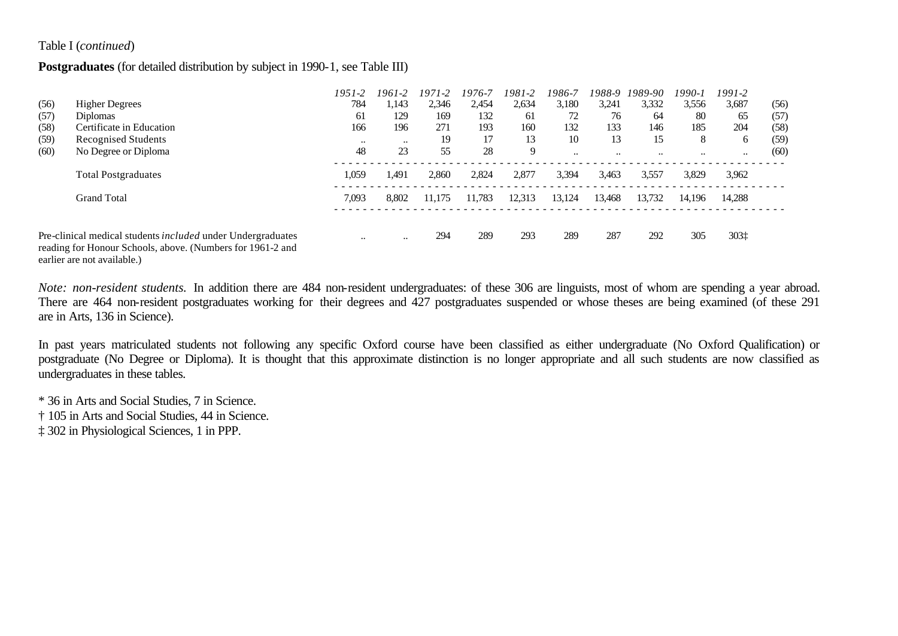Table I (*continued*)

**Postgraduates** (for detailed distribution by subject in 1990-1, see Table III)

| | | *1951-2* | *1961-2* | *1971-2* | *1976-7* | *1981-2* | *1986-7* | *1988-9* | *1989-90* | *1990-1* | *1991-2* | |
|---|---|---|---|---|---|---|---|---|---|---|---|---|
| (56) | Higher Degrees | 784 | 1,143 | 2,346 | 2,454 | 2,634 | 3,180 | 3,241 | 3,332 | 3,556 | 3,687 | (56) |
| (57) | Diplomas | 61 | 129 | 169 | 132 | 61 | 72 | 76 | 64 | 80 | 65 | (57) |
| (58) | Certificate in Education | 166 | 196 | 271 | 193 | 160 | 132 | 133 | 146 | 185 | 204 | (58) |
| (59) | Recognised Students | .. | .. | 19 | 17 | 13 | 10 | 13 | 15 | 8 | 6 | (59) |
| (60) | No Degree or Diploma | 48 | 23 | 55 | 28 | 9 | .. | .. | .. | .. | .. | (60) |
| | Total Postgraduates | 1,059 | 1,491 | 2,860 | 2,824 | 2,877 | 3,394 | 3,463 | 3,557 | 3,829 | 3,962 | |
| | Grand Total | 7,093 | 8,802 | 11,175 | 11,783 | 12,313 | 13,124 | 13,468 | 13,732 | 14,196 | 14,288 | |
| | Pre-clinical medical students *included* under Undergraduates reading for Honour Schools, above. (Numbers for 1961-2 and earlier are not available.) | .. | .. | 294 | 289 | 293 | 289 | 287 | 292 | 305 | 303‡ | |

*Note: non-resident students.* In addition there are 484 non-resident undergraduates: of these 306 are linguists, most of whom are spending a year abroad. There are 464 non-resident postgraduates working for their degrees and 427 postgraduates suspended or whose theses are being examined (of these 291 are in Arts, 136 in Science).

In past years matriculated students not following any specific Oxford course have been classified as either undergraduate (No Oxford Qualification) or postgraduate (No Degree or Diploma). It is thought that this approximate distinction is no longer appropriate and all such students are now classified as undergraduates in these tables.

* 36 in Arts and Social Studies, 7 in Science.
† 105 in Arts and Social Studies, 44 in Science.
‡ 302 in Physiological Sciences, 1 in PPP.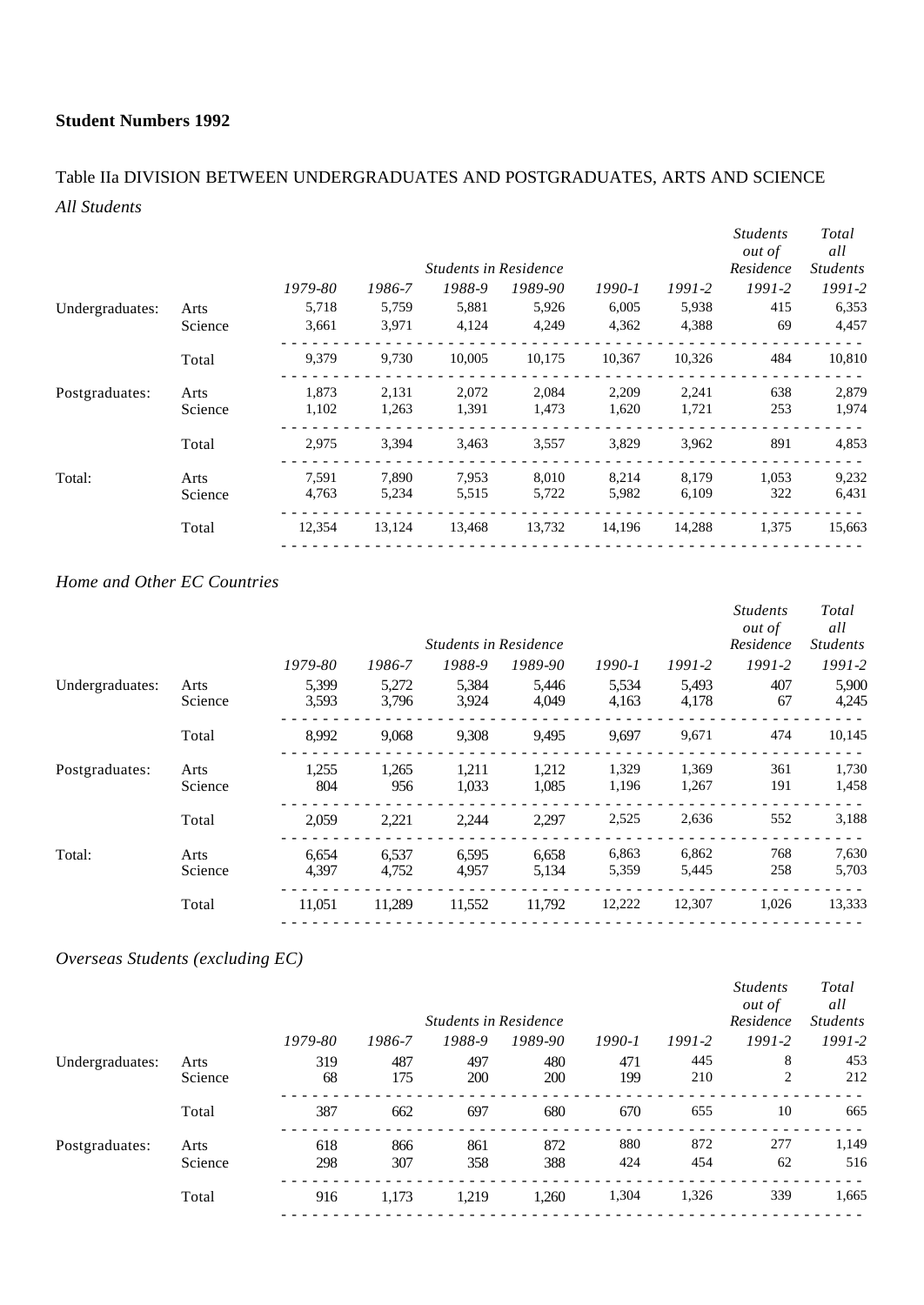**Student Numbers 1992**

Table IIa DIVISION BETWEEN UNDERGRADUATES AND POSTGRADUATES, ARTS AND SCIENCE

*All Students*

| | | *Students in Residence* | | | | | | *Students out of Residence* | *Total all Students* |
|---|---|---|---|---|---|---|---|---|---|
| | | *1979-80* | *1986-7* | *1988-9* | *1989-90* | *1990-1* | *1991-2* | *1991-2* | *1991-2* |
| Undergraduates: | Arts | 5,718 | 5,759 | 5,881 | 5,926 | 6,005 | 5,938 | 415 | 6,353 |
| | Science | 3,661 | 3,971 | 4,124 | 4,249 | 4,362 | 4,388 | 69 | 4,457 |
| | Total | 9,379 | 9,730 | 10,005 | 10,175 | 10,367 | 10,326 | 484 | 10,810 |
| Postgraduates: | Arts | 1,873 | 2,131 | 2,072 | 2,084 | 2,209 | 2,241 | 638 | 2,879 |
| | Science | 1,102 | 1,263 | 1,391 | 1,473 | 1,620 | 1,721 | 253 | 1,974 |
| | Total | 2,975 | 3,394 | 3,463 | 3,557 | 3,829 | 3,962 | 891 | 4,853 |
| Total: | Arts | 7,591 | 7,890 | 7,953 | 8,010 | 8,214 | 8,179 | 1,053 | 9,232 |
| | Science | 4,763 | 5,234 | 5,515 | 5,722 | 5,982 | 6,109 | 322 | 6,431 |
| | Total | 12,354 | 13,124 | 13,468 | 13,732 | 14,196 | 14,288 | 1,375 | 15,663 |

*Home and Other EC Countries*

| | | *Students in Residence* | | | | | | *Students out of Residence* | *Total all Students* |
|---|---|---|---|---|---|---|---|---|---|
| | | *1979-80* | *1986-7* | *1988-9* | *1989-90* | *1990-1* | *1991-2* | *1991-2* | *1991-2* |
| Undergraduates: | Arts | 5,399 | 5,272 | 5,384 | 5,446 | 5,534 | 5,493 | 407 | 5,900 |
| | Science | 3,593 | 3,796 | 3,924 | 4,049 | 4,163 | 4,178 | 67 | 4,245 |
| | Total | 8,992 | 9,068 | 9,308 | 9,495 | 9,697 | 9,671 | 474 | 10,145 |
| Postgraduates: | Arts | 1,255 | 1,265 | 1,211 | 1,212 | 1,329 | 1,369 | 361 | 1,730 |
| | Science | 804 | 956 | 1,033 | 1,085 | 1,196 | 1,267 | 191 | 1,458 |
| | Total | 2,059 | 2,221 | 2,244 | 2,297 | 2,525 | 2,636 | 552 | 3,188 |
| Total: | Arts | 6,654 | 6,537 | 6,595 | 6,658 | 6,863 | 6,862 | 768 | 7,630 |
| | Science | 4,397 | 4,752 | 4,957 | 5,134 | 5,359 | 5,445 | 258 | 5,703 |
| | Total | 11,051 | 11,289 | 11,552 | 11,792 | 12,222 | 12,307 | 1,026 | 13,333 |

*Overseas Students (excluding EC)*

| | | *Students in Residence* | | | | | | *Students out of Residence* | *Total all Students* |
|---|---|---|---|---|---|---|---|---|---|
| | | *1979-80* | *1986-7* | *1988-9* | *1989-90* | *1990-1* | *1991-2* | *1991-2* | *1991-2* |
| Undergraduates: | Arts | 319 | 487 | 497 | 480 | 471 | 445 | 8 | 453 |
| | Science | 68 | 175 | 200 | 200 | 199 | 210 | 2 | 212 |
| | Total | 387 | 662 | 697 | 680 | 670 | 655 | 10 | 665 |
| Postgraduates: | Arts | 618 | 866 | 861 | 872 | 880 | 872 | 277 | 1,149 |
| | Science | 298 | 307 | 358 | 388 | 424 | 454 | 62 | 516 |
| | Total | 916 | 1,173 | 1,219 | 1,260 | 1,304 | 1,326 | 339 | 1,665 |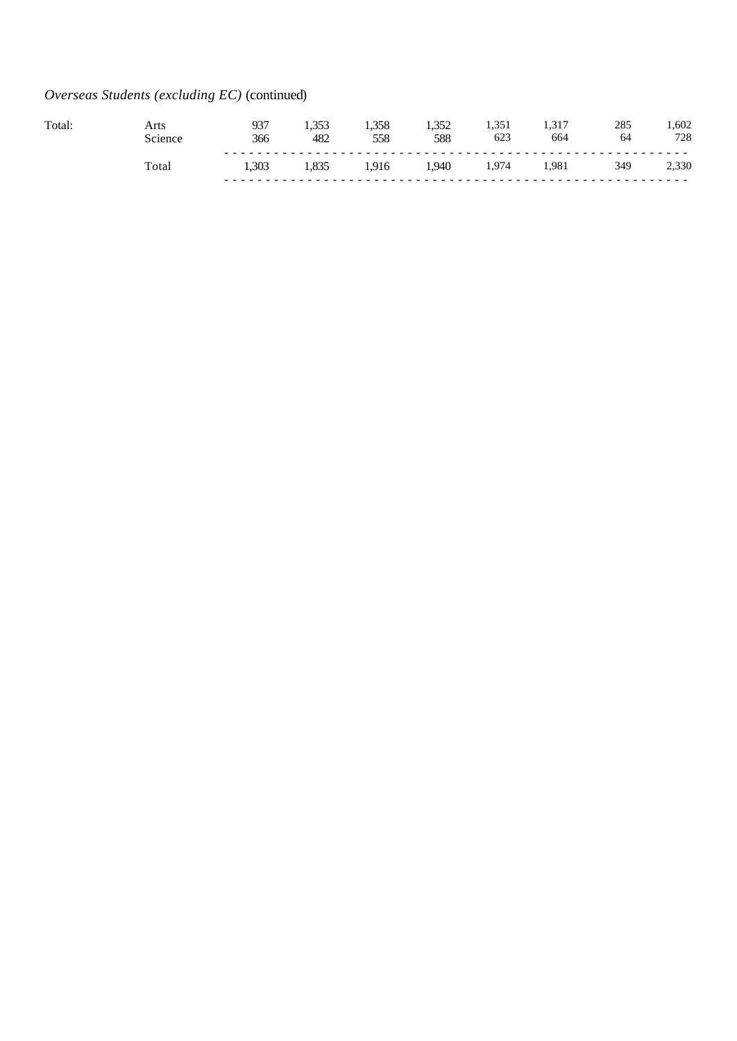*Overseas Students (excluding EC)* (continued)

| | | | | | | | | | |
|---|---|---|---|---|---|---|---|---|---|
| Total: | Arts | 937 | 1,353 | 1,358 | 1,352 | 1,351 | 1,317 | 285 | 1,602 |
| | Science | 366 | 482 | 558 | 588 | 623 | 664 | 64 | 728 |
| | Total | 1,303 | 1,835 | 1,916 | 1,940 | 1,974 | 1,981 | 349 | 2,330 |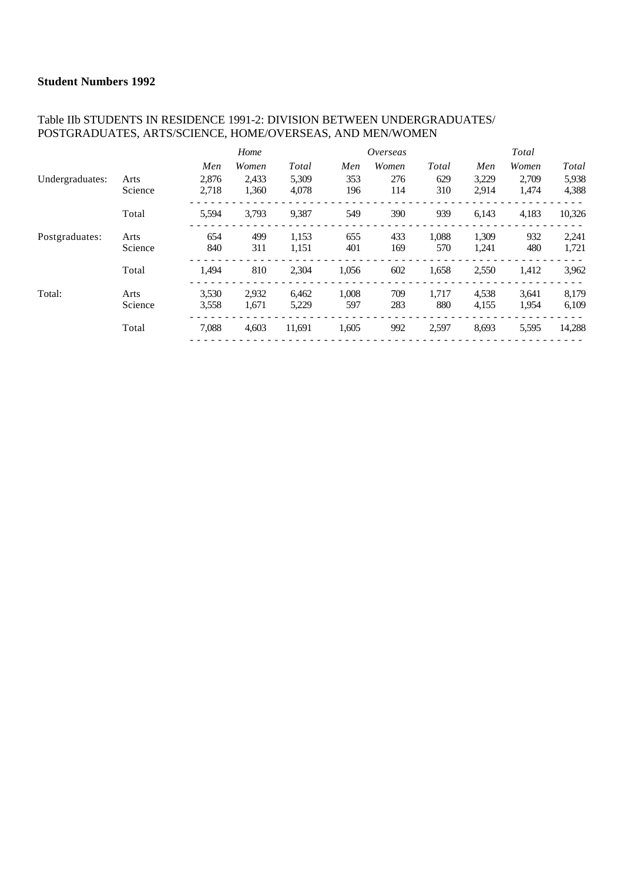**Student Numbers 1992**

Table IIb STUDENTS IN RESIDENCE 1991-2: DIVISION BETWEEN UNDERGRADUATES/ POSTGRADUATES, ARTS/SCIENCE, HOME/OVERSEAS, AND MEN/WOMEN

| | | *Home* | | | *Overseas* | | | *Total* | | |
|---|---|---|---|---|---|---|---|---|---|---|
| | | *Men* | *Women* | *Total* | *Men* | *Women* | *Total* | *Men* | *Women* | *Total* |
| Undergraduates: | Arts | 2,876 | 2,433 | 5,309 | 353 | 276 | 629 | 3,229 | 2,709 | 5,938 |
| | Science | 2,718 | 1,360 | 4,078 | 196 | 114 | 310 | 2,914 | 1,474 | 4,388 |
| | Total | 5,594 | 3,793 | 9,387 | 549 | 390 | 939 | 6,143 | 4,183 | 10,326 |
| Postgraduates: | Arts | 654 | 499 | 1,153 | 655 | 433 | 1,088 | 1,309 | 932 | 2,241 |
| | Science | 840 | 311 | 1,151 | 401 | 169 | 570 | 1,241 | 480 | 1,721 |
| | Total | 1,494 | 810 | 2,304 | 1,056 | 602 | 1,658 | 2,550 | 1,412 | 3,962 |
| Total: | Arts | 3,530 | 2,932 | 6,462 | 1,008 | 709 | 1,717 | 4,538 | 3,641 | 8,179 |
| | Science | 3,558 | 1,671 | 5,229 | 597 | 283 | 880 | 4,155 | 1,954 | 6,109 |
| | Total | 7,088 | 4,603 | 11,691 | 1,605 | 992 | 2,597 | 8,693 | 5,595 | 14,288 |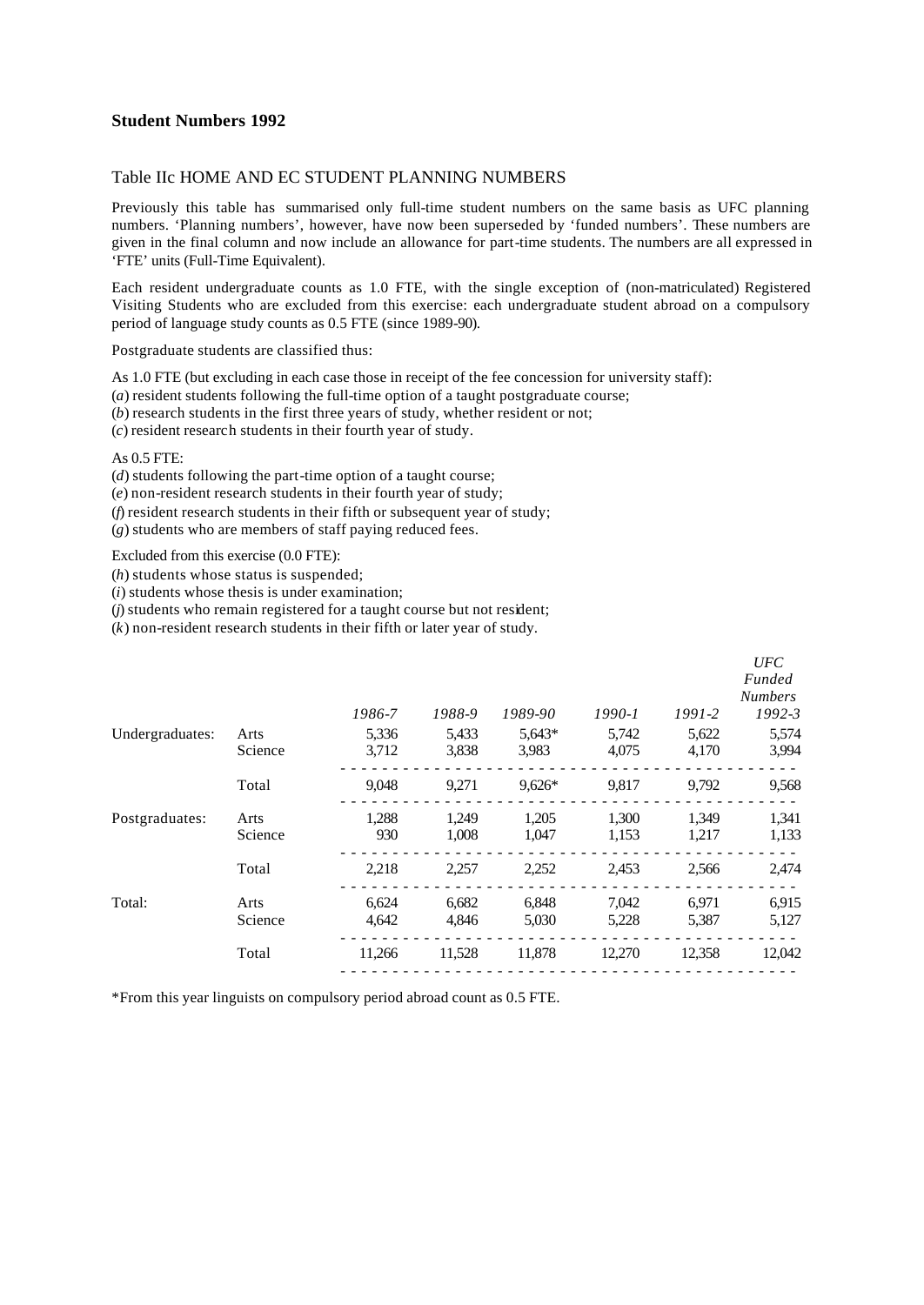**Student Numbers 1992**

Table IIc HOME AND EC STUDENT PLANNING NUMBERS

Previously this table has summarised only full-time student numbers on the same basis as UFC planning numbers. 'Planning numbers', however, have now been superseded by 'funded numbers'. These numbers are given in the final column and now include an allowance for part-time students. The numbers are all expressed in 'FTE' units (Full-Time Equivalent).

Each resident undergraduate counts as 1.0 FTE, with the single exception of (non-matriculated) Registered Visiting Students who are excluded from this exercise: each undergraduate student abroad on a compulsory period of language study counts as 0.5 FTE (since 1989-90).

Postgraduate students are classified thus:

As 1.0 FTE (but excluding in each case those in receipt of the fee concession for university staff):
(*a*) resident students following the full-time option of a taught postgraduate course;
(*b*) research students in the first three years of study, whether resident or not;
(*c*) resident research students in their fourth year of study.

As 0.5 FTE:
(*d*) students following the part-time option of a taught course;
(*e*) non-resident research students in their fourth year of study;
(*f*) resident research students in their fifth or subsequent year of study;
(*g*) students who are members of staff paying reduced fees.

Excluded from this exercise (0.0 FTE):
(*h*) students whose status is suspended;
(*i*) students whose thesis is under examination;
(*j*) students who remain registered for a taught course but not resident;
(*k*) non-resident research students in their fifth or later year of study.

| | | *1986-7* | *1988-9* | *1989-90* | *1990-1* | *1991-2* | *UFC Funded Numbers 1992-3* |
|---|---|---|---|---|---|---|---|
| Undergraduates: | Arts | 5,336 | 5,433 | 5,643* | 5,742 | 5,622 | 5,574 |
| | Science | 3,712 | 3,838 | 3,983 | 4,075 | 4,170 | 3,994 |
| | Total | 9,048 | 9,271 | 9,626* | 9,817 | 9,792 | 9,568 |
| Postgraduates: | Arts | 1,288 | 1,249 | 1,205 | 1,300 | 1,349 | 1,341 |
| | Science | 930 | 1,008 | 1,047 | 1,153 | 1,217 | 1,133 |
| | Total | 2,218 | 2,257 | 2,252 | 2,453 | 2,566 | 2,474 |
| Total: | Arts | 6,624 | 6,682 | 6,848 | 7,042 | 6,971 | 6,915 |
| | Science | 4,642 | 4,846 | 5,030 | 5,228 | 5,387 | 5,127 |
| | Total | 11,266 | 11,528 | 11,878 | 12,270 | 12,358 | 12,042 |

*From this year linguists on compulsory period abroad count as 0.5 FTE.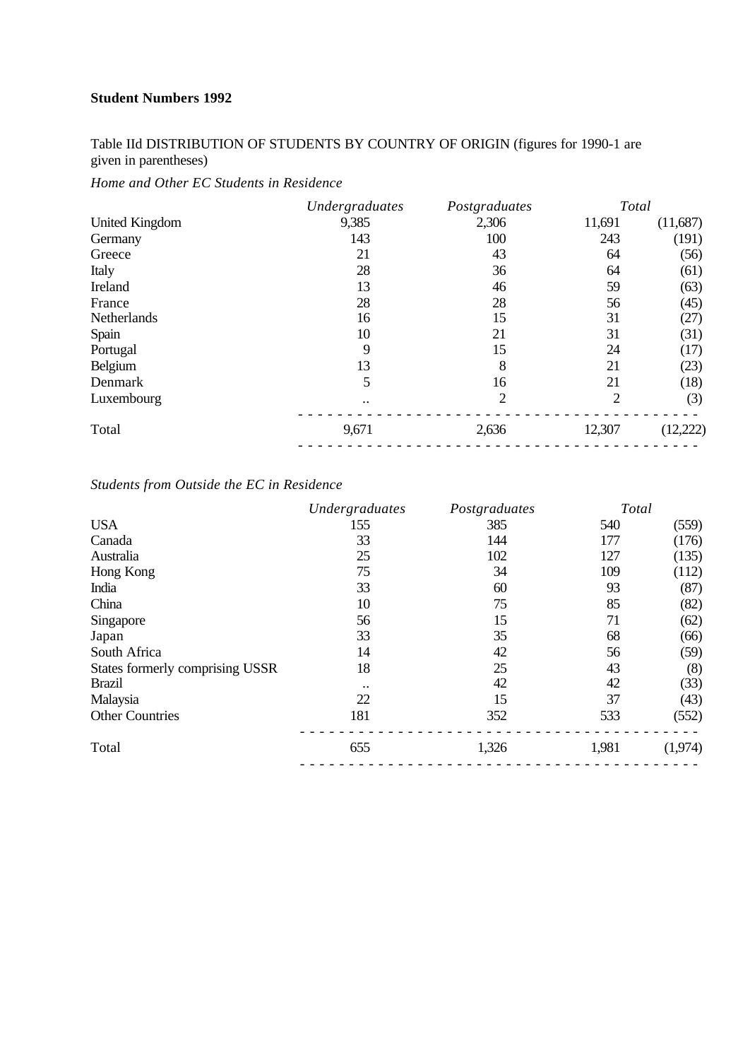**Student Numbers 1992**

Table IId DISTRIBUTION OF STUDENTS BY COUNTRY OF ORIGIN (figures for 1990-1 are given in parentheses)

*Home and Other EC Students in Residence*

| | *Undergraduates* | *Postgraduates* | *Total* | |
|---|---|---|---|---|
| United Kingdom | 9,385 | 2,306 | 11,691 | (11,687) |
| Germany | 143 | 100 | 243 | (191) |
| Greece | 21 | 43 | 64 | (56) |
| Italy | 28 | 36 | 64 | (61) |
| Ireland | 13 | 46 | 59 | (63) |
| France | 28 | 28 | 56 | (45) |
| Netherlands | 16 | 15 | 31 | (27) |
| Spain | 10 | 21 | 31 | (31) |
| Portugal | 9 | 15 | 24 | (17) |
| Belgium | 13 | 8 | 21 | (23) |
| Denmark | 5 | 16 | 21 | (18) |
| Luxembourg | .. | 2 | 2 | (3) |
| Total | 9,671 | 2,636 | 12,307 | (12,222) |

*Students from Outside the EC in Residence*

| | *Undergraduates* | *Postgraduates* | *Total* | |
|---|---|---|---|---|
| USA | 155 | 385 | 540 | (559) |
| Canada | 33 | 144 | 177 | (176) |
| Australia | 25 | 102 | 127 | (135) |
| Hong Kong | 75 | 34 | 109 | (112) |
| India | 33 | 60 | 93 | (87) |
| China | 10 | 75 | 85 | (82) |
| Singapore | 56 | 15 | 71 | (62) |
| Japan | 33 | 35 | 68 | (66) |
| South Africa | 14 | 42 | 56 | (59) |
| States formerly comprising USSR | 18 | 25 | 43 | (8) |
| Brazil | .. | 42 | 42 | (33) |
| Malaysia | 22 | 15 | 37 | (43) |
| Other Countries | 181 | 352 | 533 | (552) |
| Total | 655 | 1,326 | 1,981 | (1,974) |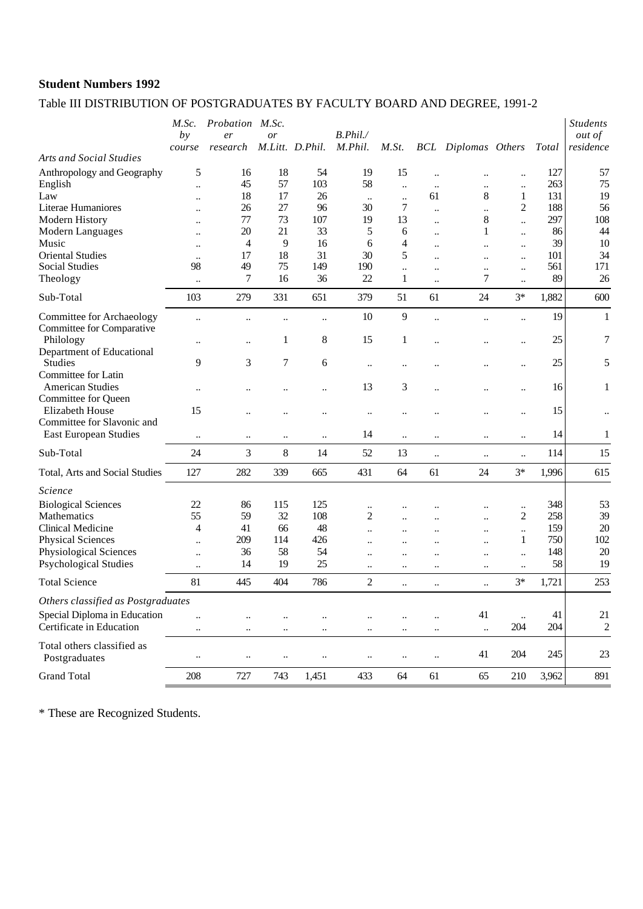**Student Numbers 1992**

Table III DISTRIBUTION OF POSTGRADUATES BY FACULTY BOARD AND DEGREE, 1991-2

| | *M.Sc. by course* | *Probation er research* | *M.Sc. or M.Litt.* | *D.Phil.* | *B.Phil./ M.Phil.* | *M.St.* | *BCL* | *Diplomas* | *Others* | *Total* | *Students out of residence* |
|---|---|---|---|---|---|---|---|---|---|---|---|
| *Arts and Social Studies* | | | | | | | | | | | |
| Anthropology and Geography | 5 | 16 | 18 | 54 | 19 | 15 | .. | .. | .. | 127 | 57 |
| English | .. | 45 | 57 | 103 | 58 | .. | .. | .. | .. | 263 | 75 |
| Law | .. | 18 | 17 | 26 | .. | .. | 61 | 8 | 1 | 131 | 19 |
| Literae Humaniores | .. | 26 | 27 | 96 | 30 | 7 | .. | .. | 2 | 188 | 56 |
| Modern History | .. | 77 | 73 | 107 | 19 | 13 | .. | 8 | .. | 297 | 108 |
| Modern Languages | .. | 20 | 21 | 33 | 5 | 6 | .. | 1 | .. | 86 | 44 |
| Music | .. | 4 | 9 | 16 | 6 | 4 | .. | .. | .. | 39 | 10 |
| Oriental Studies | .. | 17 | 18 | 31 | 30 | 5 | .. | .. | .. | 101 | 34 |
| Social Studies | 98 | 49 | 75 | 149 | 190 | .. | .. | .. | .. | 561 | 171 |
| Theology | .. | 7 | 16 | 36 | 22 | 1 | .. | 7 | .. | 89 | 26 |
| Sub-Total | 103 | 279 | 331 | 651 | 379 | 51 | 61 | 24 | 3* | 1,882 | 600 |
| Committee for Archaeology | .. | .. | .. | .. | 10 | 9 | .. | .. | .. | 19 | 1 |
| Committee for Comparative Philology | .. | .. | 1 | 8 | 15 | 1 | .. | .. | .. | 25 | 7 |
| Department of Educational Studies | 9 | 3 | 7 | 6 | .. | .. | .. | .. | .. | 25 | 5 |
| Committee for Latin American Studies | .. | .. | .. | .. | 13 | 3 | .. | .. | .. | 16 | 1 |
| Committee for Queen Elizabeth House | 15 | .. | .. | .. | .. | .. | .. | .. | .. | 15 | .. |
| Committee for Slavonic and East European Studies | .. | .. | .. | .. | 14 | .. | .. | .. | .. | 14 | 1 |
| Sub-Total | 24 | 3 | 8 | 14 | 52 | 13 | .. | .. | .. | 114 | 15 |
| Total, Arts and Social Studies | 127 | 282 | 339 | 665 | 431 | 64 | 61 | 24 | 3* | 1,996 | 615 |
| *Science* | | | | | | | | | | | |
| Biological Sciences | 22 | 86 | 115 | 125 | .. | .. | .. | .. | .. | 348 | 53 |
| Mathematics | 55 | 59 | 32 | 108 | 2 | .. | .. | .. | 2 | 258 | 39 |
| Clinical Medicine | 4 | 41 | 66 | 48 | .. | .. | .. | .. | .. | 159 | 20 |
| Physical Sciences | .. | 209 | 114 | 426 | .. | .. | .. | .. | 1 | 750 | 102 |
| Physiological Sciences | .. | 36 | 58 | 54 | .. | .. | .. | .. | .. | 148 | 20 |
| Psychological Studies | .. | 14 | 19 | 25 | .. | .. | .. | .. | .. | 58 | 19 |
| Total Science | 81 | 445 | 404 | 786 | 2 | .. | .. | .. | 3* | 1,721 | 253 |
| *Others classified as Postgraduates* | | | | | | | | | | | |
| Special Diploma in Education | .. | .. | .. | .. | .. | .. | .. | 41 | .. | 41 | 21 |
| Certificate in Education | .. | .. | .. | .. | .. | .. | .. | .. | 204 | 204 | 2 |
| Total others classified as Postgraduates | .. | .. | .. | .. | .. | .. | .. | 41 | 204 | 245 | 23 |
| Grand Total | 208 | 727 | 743 | 1,451 | 433 | 64 | 61 | 65 | 210 | 3,962 | 891 |

\* These are Recognized Students.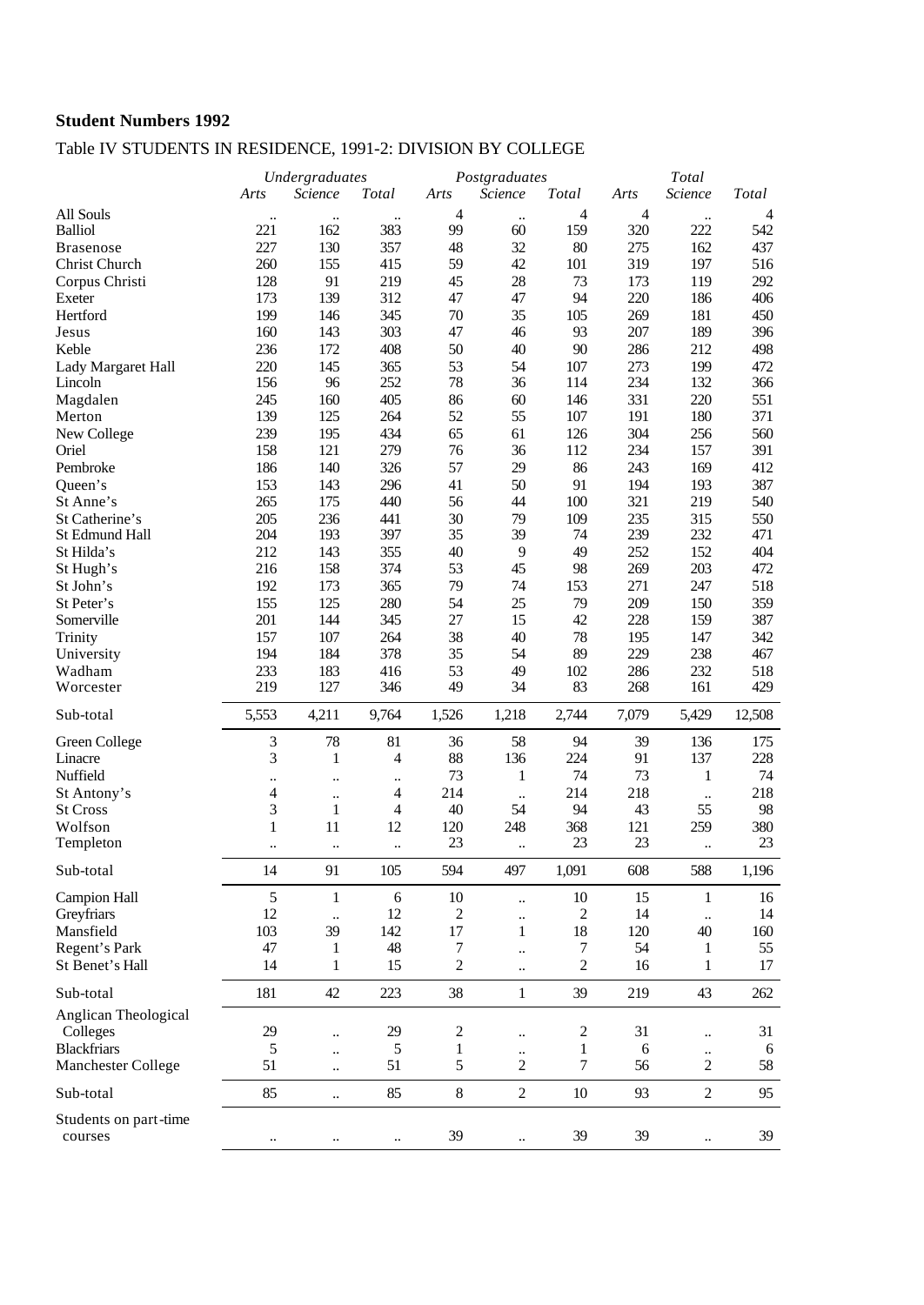**Student Numbers 1992**

Table IV STUDENTS IN RESIDENCE, 1991-2: DIVISION BY COLLEGE

| | *Undergraduates* | | | *Postgraduates* | | | *Total* | | |
|---|---|---|---|---|---|---|---|---|---|
| | *Arts* | *Science* | *Total* | *Arts* | *Science* | *Total* | *Arts* | *Science* | *Total* |
| All Souls | .. | .. | .. | 4 | .. | 4 | 4 | .. | 4 |
| Balliol | 221 | 162 | 383 | 99 | 60 | 159 | 320 | 222 | 542 |
| Brasenose | 227 | 130 | 357 | 48 | 32 | 80 | 275 | 162 | 437 |
| Christ Church | 260 | 155 | 415 | 59 | 42 | 101 | 319 | 197 | 516 |
| Corpus Christi | 128 | 91 | 219 | 45 | 28 | 73 | 173 | 119 | 292 |
| Exeter | 173 | 139 | 312 | 47 | 47 | 94 | 220 | 186 | 406 |
| Hertford | 199 | 146 | 345 | 70 | 35 | 105 | 269 | 181 | 450 |
| Jesus | 160 | 143 | 303 | 47 | 46 | 93 | 207 | 189 | 396 |
| Keble | 236 | 172 | 408 | 50 | 40 | 90 | 286 | 212 | 498 |
| Lady Margaret Hall | 220 | 145 | 365 | 53 | 54 | 107 | 273 | 199 | 472 |
| Lincoln | 156 | 96 | 252 | 78 | 36 | 114 | 234 | 132 | 366 |
| Magdalen | 245 | 160 | 405 | 86 | 60 | 146 | 331 | 220 | 551 |
| Merton | 139 | 125 | 264 | 52 | 55 | 107 | 191 | 180 | 371 |
| New College | 239 | 195 | 434 | 65 | 61 | 126 | 304 | 256 | 560 |
| Oriel | 158 | 121 | 279 | 76 | 36 | 112 | 234 | 157 | 391 |
| Pembroke | 186 | 140 | 326 | 57 | 29 | 86 | 243 | 169 | 412 |
| Queen's | 153 | 143 | 296 | 41 | 50 | 91 | 194 | 193 | 387 |
| St Anne's | 265 | 175 | 440 | 56 | 44 | 100 | 321 | 219 | 540 |
| St Catherine's | 205 | 236 | 441 | 30 | 79 | 109 | 235 | 315 | 550 |
| St Edmund Hall | 204 | 193 | 397 | 35 | 39 | 74 | 239 | 232 | 471 |
| St Hilda's | 212 | 143 | 355 | 40 | 9 | 49 | 252 | 152 | 404 |
| St Hugh's | 216 | 158 | 374 | 53 | 45 | 98 | 269 | 203 | 472 |
| St John's | 192 | 173 | 365 | 79 | 74 | 153 | 271 | 247 | 518 |
| St Peter's | 155 | 125 | 280 | 54 | 25 | 79 | 209 | 150 | 359 |
| Somerville | 201 | 144 | 345 | 27 | 15 | 42 | 228 | 159 | 387 |
| Trinity | 157 | 107 | 264 | 38 | 40 | 78 | 195 | 147 | 342 |
| University | 194 | 184 | 378 | 35 | 54 | 89 | 229 | 238 | 467 |
| Wadham | 233 | 183 | 416 | 53 | 49 | 102 | 286 | 232 | 518 |
| Worcester | 219 | 127 | 346 | 49 | 34 | 83 | 268 | 161 | 429 |
| Sub-total | 5,553 | 4,211 | 9,764 | 1,526 | 1,218 | 2,744 | 7,079 | 5,429 | 12,508 |
| Green College | 3 | 78 | 81 | 36 | 58 | 94 | 39 | 136 | 175 |
| Linacre | 3 | 1 | 4 | 88 | 136 | 224 | 91 | 137 | 228 |
| Nuffield | .. | .. | .. | 73 | 1 | 74 | 73 | 1 | 74 |
| St Antony's | 4 | .. | 4 | 214 | .. | 214 | 218 | .. | 218 |
| St Cross | 3 | 1 | 4 | 40 | 54 | 94 | 43 | 55 | 98 |
| Wolfson | 1 | 11 | 12 | 120 | 248 | 368 | 121 | 259 | 380 |
| Templeton | .. | .. | .. | 23 | .. | 23 | 23 | .. | 23 |
| Sub-total | 14 | 91 | 105 | 594 | 497 | 1,091 | 608 | 588 | 1,196 |
| Campion Hall | 5 | 1 | 6 | 10 | .. | 10 | 15 | 1 | 16 |
| Greyfriars | 12 | .. | 12 | 2 | .. | 2 | 14 | .. | 14 |
| Mansfield | 103 | 39 | 142 | 17 | 1 | 18 | 120 | 40 | 160 |
| Regent's Park | 47 | 1 | 48 | 7 | .. | 7 | 54 | 1 | 55 |
| St Benet's Hall | 14 | 1 | 15 | 2 | .. | 2 | 16 | 1 | 17 |
| Sub-total | 181 | 42 | 223 | 38 | 1 | 39 | 219 | 43 | 262 |
| Anglican Theological Colleges | 29 | .. | 29 | 2 | .. | 2 | 31 | .. | 31 |
| Blackfriars | 5 | .. | 5 | 1 | .. | 1 | 6 | .. | 6 |
| Manchester College | 51 | .. | 51 | 5 | 2 | 7 | 56 | 2 | 58 |
| Sub-total | 85 | .. | 85 | 8 | 2 | 10 | 93 | 2 | 95 |
| Students on part-time courses | .. | .. | .. | 39 | .. | 39 | 39 | .. | 39 |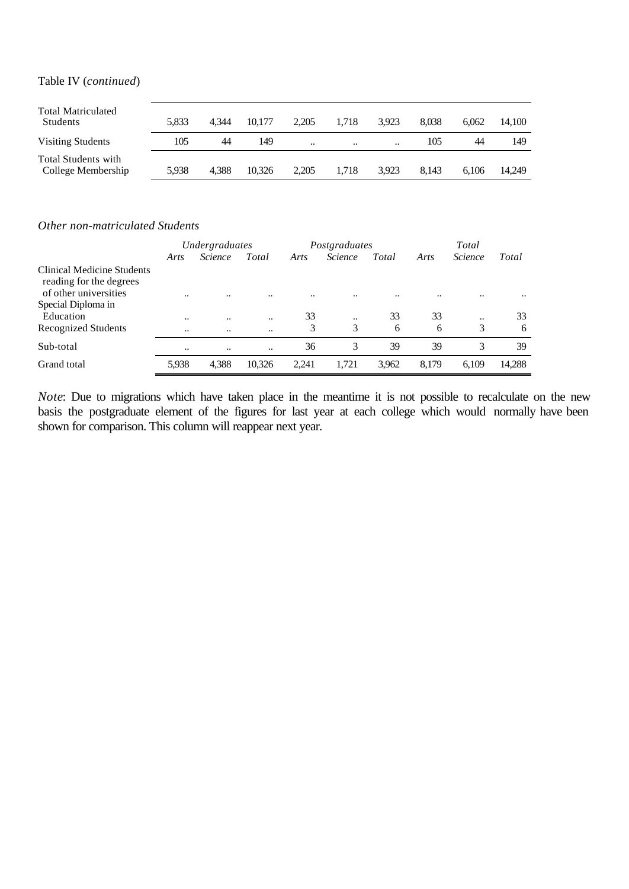Table IV (*continued*)

| | | | | | | | | | |
|---|---|---|---|---|---|---|---|---|---|
| Total Matriculated Students | 5,833 | 4,344 | 10,177 | 2,205 | 1,718 | 3,923 | 8,038 | 6,062 | 14,100 |
| Visiting Students | 105 | 44 | 149 | .. | .. | .. | 105 | 44 | 149 |
| Total Students with College Membership | 5,938 | 4,388 | 10,326 | 2,205 | 1,718 | 3,923 | 8,143 | 6,106 | 14,249 |

*Other non-matriculated Students*

| | *Undergraduates* | | | *Postgraduates* | | | *Total* | | |
|---|---|---|---|---|---|---|---|---|---|
| | *Arts* | *Science* | *Total* | *Arts* | *Science* | *Total* | *Arts* | *Science* | *Total* |
| Clinical Medicine Students reading for the degrees of other universities | .. | .. | .. | .. | .. | .. | .. | .. | .. |
| Special Diploma in Education | .. | .. | .. | 33 | .. | 33 | 33 | .. | 33 |
| Recognized Students | .. | .. | .. | 3 | 3 | 6 | 6 | 3 | 6 |
| Sub-total | .. | .. | .. | 36 | 3 | 39 | 39 | 3 | 39 |
| Grand total | 5,938 | 4,388 | 10,326 | 2,241 | 1,721 | 3,962 | 8,179 | 6,109 | 14,288 |

*Note*: Due to migrations which have taken place in the meantime it is not possible to recalculate on the new basis the postgraduate element of the figures for last year at each college which would normally have been shown for comparison. This column will reappear next year.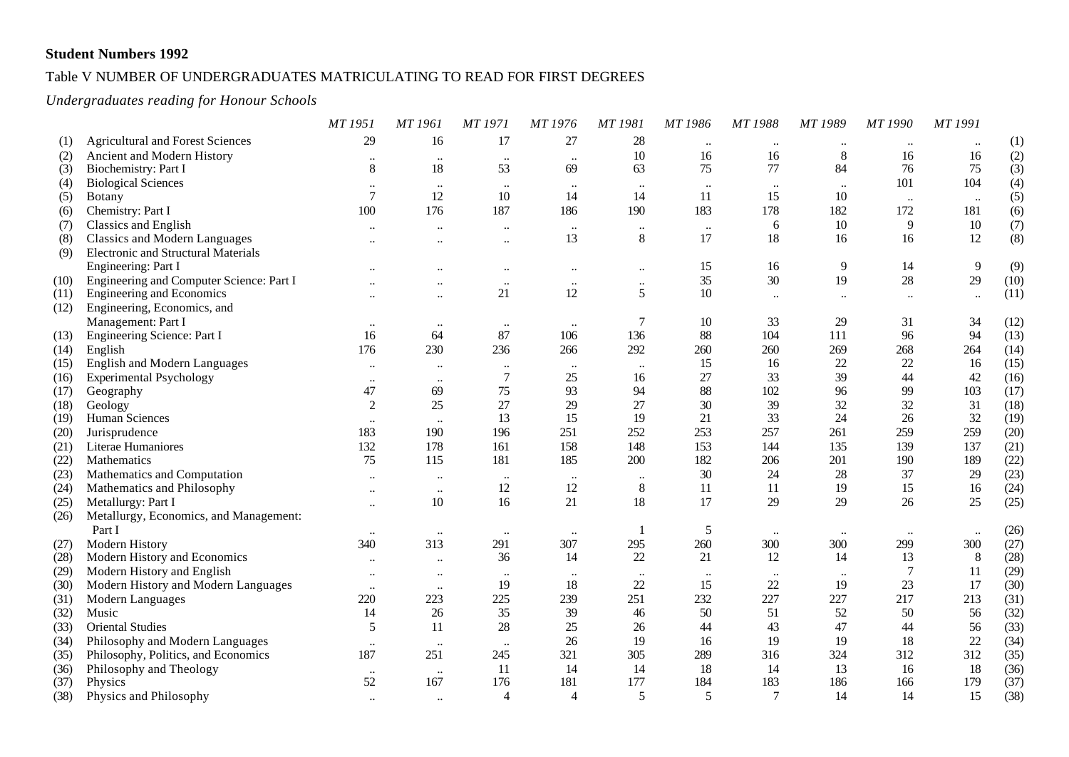**Student Numbers 1992**

Table V NUMBER OF UNDERGRADUATES MATRICULATING TO READ FOR FIRST DEGREES

*Undergraduates reading for Honour Schools*

| | | MT 1951 | MT 1961 | MT 1971 | MT 1976 | MT 1981 | MT 1986 | MT 1988 | MT 1989 | MT 1990 | MT 1991 | |
|---|---|---|---|---|---|---|---|---|---|---|---|---|
| (1) | Agricultural and Forest Sciences | 29 | 16 | 17 | 27 | 28 | .. | .. | .. | .. | .. | (1) |
| (2) | Ancient and Modern History | .. | .. | .. | .. | 10 | 16 | 16 | 8 | 16 | 16 | (2) |
| (3) | Biochemistry: Part I | 8 | 18 | 53 | 69 | 63 | 75 | 77 | 84 | 76 | 75 | (3) |
| (4) | Biological Sciences | .. | .. | .. | .. | .. | .. | .. | .. | 101 | 104 | (4) |
| (5) | Botany | 7 | 12 | 10 | 14 | 14 | 11 | 15 | 10 | .. | .. | (5) |
| (6) | Chemistry: Part I | 100 | 176 | 187 | 186 | 190 | 183 | 178 | 182 | 172 | 181 | (6) |
| (7) | Classics and English | .. | .. | .. | .. | .. | .. | 6 | 10 | 9 | 10 | (7) |
| (8) | Classics and Modern Languages | .. | .. | .. | 13 | 8 | 17 | 18 | 16 | 16 | 12 | (8) |
| (9) | Electronic and Structural Materials Engineering: Part I | .. | .. | .. | .. | .. | 15 | 16 | 9 | 14 | 9 | (9) |
| (10) | Engineering and Computer Science: Part I | .. | .. | .. | .. | .. | 35 | 30 | 19 | 28 | 29 | (10) |
| (11) | Engineering and Economics | .. | .. | 21 | 12 | 5 | 10 | .. | .. | .. | .. | (11) |
| (12) | Engineering, Economics, and Management: Part I | .. | .. | .. | .. | 7 | 10 | 33 | 29 | 31 | 34 | (12) |
| (13) | Engineering Science: Part I | 16 | 64 | 87 | 106 | 136 | 88 | 104 | 111 | 96 | 94 | (13) |
| (14) | English | 176 | 230 | 236 | 266 | 292 | 260 | 260 | 269 | 268 | 264 | (14) |
| (15) | English and Modern Languages | .. | .. | .. | .. | .. | 15 | 16 | 22 | 22 | 16 | (15) |
| (16) | Experimental Psychology | .. | .. | 7 | 25 | 16 | 27 | 33 | 39 | 44 | 42 | (16) |
| (17) | Geography | 47 | 69 | 75 | 93 | 94 | 88 | 102 | 96 | 99 | 103 | (17) |
| (18) | Geology | 2 | 25 | 27 | 29 | 27 | 30 | 39 | 32 | 32 | 31 | (18) |
| (19) | Human Sciences | .. | .. | 13 | 15 | 19 | 21 | 33 | 24 | 26 | 32 | (19) |
| (20) | Jurisprudence | 183 | 190 | 196 | 251 | 252 | 253 | 257 | 261 | 259 | 259 | (20) |
| (21) | Literae Humaniores | 132 | 178 | 161 | 158 | 148 | 153 | 144 | 135 | 139 | 137 | (21) |
| (22) | Mathematics | 75 | 115 | 181 | 185 | 200 | 182 | 206 | 201 | 190 | 189 | (22) |
| (23) | Mathematics and Computation | .. | .. | .. | .. | .. | 30 | 24 | 28 | 37 | 29 | (23) |
| (24) | Mathematics and Philosophy | .. | .. | 12 | 12 | 8 | 11 | 11 | 19 | 15 | 16 | (24) |
| (25) | Metallurgy: Part I | .. | 10 | 16 | 21 | 18 | 17 | 29 | 29 | 26 | 25 | (25) |
| (26) | Metallurgy, Economics, and Management: Part I | .. | .. | .. | .. | 1 | 5 | .. | .. | .. | .. | (26) |
| (27) | Modern History | 340 | 313 | 291 | 307 | 295 | 260 | 300 | 300 | 299 | 300 | (27) |
| (28) | Modern History and Economics | .. | .. | 36 | 14 | 22 | 21 | 12 | 14 | 13 | 8 | (28) |
| (29) | Modern History and English | .. | .. | .. | .. | .. | .. | .. | .. | 7 | 11 | (29) |
| (30) | Modern History and Modern Languages | .. | .. | 19 | 18 | 22 | 15 | 22 | 19 | 23 | 17 | (30) |
| (31) | Modern Languages | 220 | 223 | 225 | 239 | 251 | 232 | 227 | 227 | 217 | 213 | (31) |
| (32) | Music | 14 | 26 | 35 | 39 | 46 | 50 | 51 | 52 | 50 | 56 | (32) |
| (33) | Oriental Studies | 5 | 11 | 28 | 25 | 26 | 44 | 43 | 47 | 44 | 56 | (33) |
| (34) | Philosophy and Modern Languages | .. | .. | .. | 26 | 19 | 16 | 19 | 19 | 18 | 22 | (34) |
| (35) | Philosophy, Politics, and Economics | 187 | 251 | 245 | 321 | 305 | 289 | 316 | 324 | 312 | 312 | (35) |
| (36) | Philosophy and Theology | .. | .. | 11 | 14 | 14 | 18 | 14 | 13 | 16 | 18 | (36) |
| (37) | Physics | 52 | 167 | 176 | 181 | 177 | 184 | 183 | 186 | 166 | 179 | (37) |
| (38) | Physics and Philosophy | .. | .. | 4 | 4 | 5 | 5 | 7 | 14 | 14 | 15 | (38) |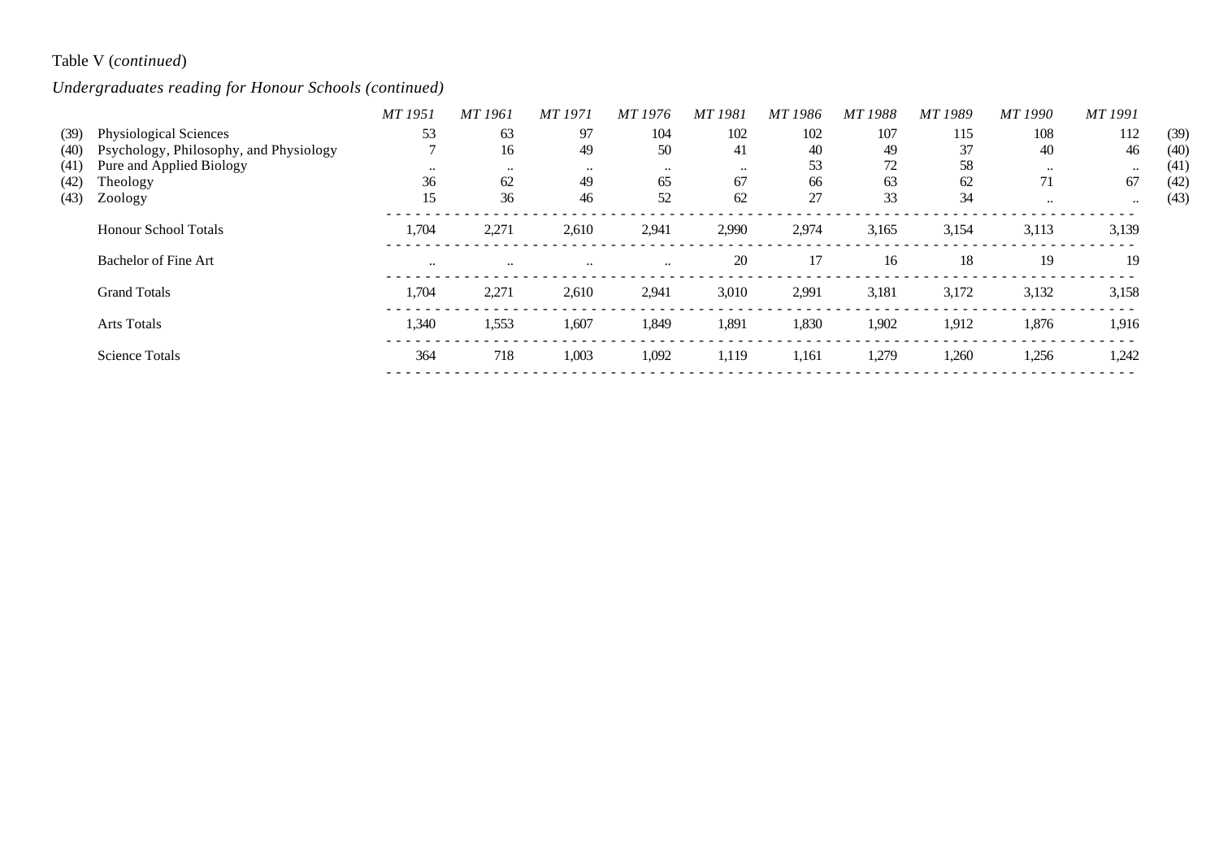Table V (*continued*)

*Undergraduates reading for Honour Schools (continued)*

| | | *MT 1951* | *MT 1961* | *MT 1971* | *MT 1976* | *MT 1981* | *MT 1986* | *MT 1988* | *MT 1989* | *MT 1990* | *MT 1991* | |
|---|---|---|---|---|---|---|---|---|---|---|---|---|
| (39) | Physiological Sciences | 53 | 63 | 97 | 104 | 102 | 102 | 107 | 115 | 108 | 112 | (39) |
| (40) | Psychology, Philosophy, and Physiology | 7 | 16 | 49 | 50 | 41 | 40 | 49 | 37 | 40 | 46 | (40) |
| (41) | Pure and Applied Biology | .. | .. | .. | .. | .. | 53 | 72 | 58 | .. | .. | (41) |
| (42) | Theology | 36 | 62 | 49 | 65 | 67 | 66 | 63 | 62 | 71 | 67 | (42) |
| (43) | Zoology | 15 | 36 | 46 | 52 | 62 | 27 | 33 | 34 | .. | .. | (43) |
| | Honour School Totals | 1,704 | 2,271 | 2,610 | 2,941 | 2,990 | 2,974 | 3,165 | 3,154 | 3,113 | 3,139 | |
| | Bachelor of Fine Art | .. | .. | .. | .. | 20 | 17 | 16 | 18 | 19 | 19 | |
| | Grand Totals | 1,704 | 2,271 | 2,610 | 2,941 | 3,010 | 2,991 | 3,181 | 3,172 | 3,132 | 3,158 | |
| | Arts Totals | 1,340 | 1,553 | 1,607 | 1,849 | 1,891 | 1,830 | 1,902 | 1,912 | 1,876 | 1,916 | |
| | Science Totals | 364 | 718 | 1,003 | 1,092 | 1,119 | 1,161 | 1,279 | 1,260 | 1,256 | 1,242 | |